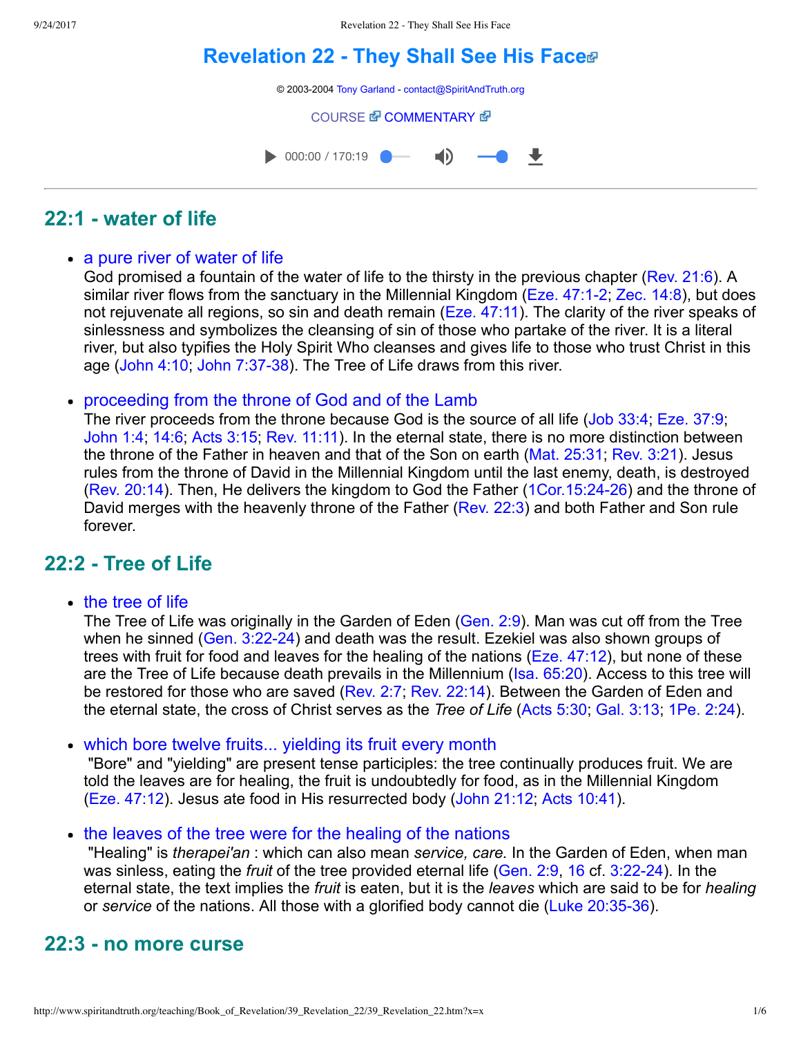# Revelation 22 - They Shall See His Face

© 2003-2004 Tony Garland - contact@SpiritAndTruth.org

COURSE COMMENTARY

000:00 / 170:19

## 22:1 - water of life

- a pure river of water of life
  God promised a fountain of the water of life to the thirsty in the previous chapter (Rev. 21:6). A similar river flows from the sanctuary in the Millennial Kingdom (Eze. 47:1-2; Zec. 14:8), but does not rejuvenate all regions, so sin and death remain (Eze. 47:11). The clarity of the river speaks of sinlessness and symbolizes the cleansing of sin of those who partake of the river. It is a literal river, but also typifies the Holy Spirit Who cleanses and gives life to those who trust Christ in this age (John 4:10; John 7:37-38). The Tree of Life draws from this river.

- proceeding from the throne of God and of the Lamb
  The river proceeds from the throne because God is the source of all life (Job 33:4; Eze. 37:9; John 1:4; 14:6; Acts 3:15; Rev. 11:11). In the eternal state, there is no more distinction between the throne of the Father in heaven and that of the Son on earth (Mat. 25:31; Rev. 3:21). Jesus rules from the throne of David in the Millennial Kingdom until the last enemy, death, is destroyed (Rev. 20:14). Then, He delivers the kingdom to God the Father (1Cor.15:24-26) and the throne of David merges with the heavenly throne of the Father (Rev. 22:3) and both Father and Son rule forever.

## 22:2 - Tree of Life

- the tree of life
  The Tree of Life was originally in the Garden of Eden (Gen. 2:9). Man was cut off from the Tree when he sinned (Gen. 3:22-24) and death was the result. Ezekiel was also shown groups of trees with fruit for food and leaves for the healing of the nations (Eze. 47:12), but none of these are the Tree of Life because death prevails in the Millennium (Isa. 65:20). Access to this tree will be restored for those who are saved (Rev. 2:7; Rev. 22:14). Between the Garden of Eden and the eternal state, the cross of Christ serves as the *Tree of Life* (Acts 5:30; Gal. 3:13; 1Pe. 2:24).

- which bore twelve fruits... yielding its fruit every month
  "Bore" and "yielding" are present tense participles: the tree continually produces fruit. We are told the leaves are for healing, the fruit is undoubtedly for food, as in the Millennial Kingdom (Eze. 47:12). Jesus ate food in His resurrected body (John 21:12; Acts 10:41).

- the leaves of the tree were for the healing of the nations
  "Healing" is *therapei'an* : which can also mean *service, care.* In the Garden of Eden, when man was sinless, eating the *fruit* of the tree provided eternal life (Gen. 2:9, 16 cf. 3:22-24). In the eternal state, the text implies the *fruit* is eaten, but it is the *leaves* which are said to be for *healing* or *service* of the nations. All those with a glorified body cannot die (Luke 20:35-36).

## 22:3 - no more curse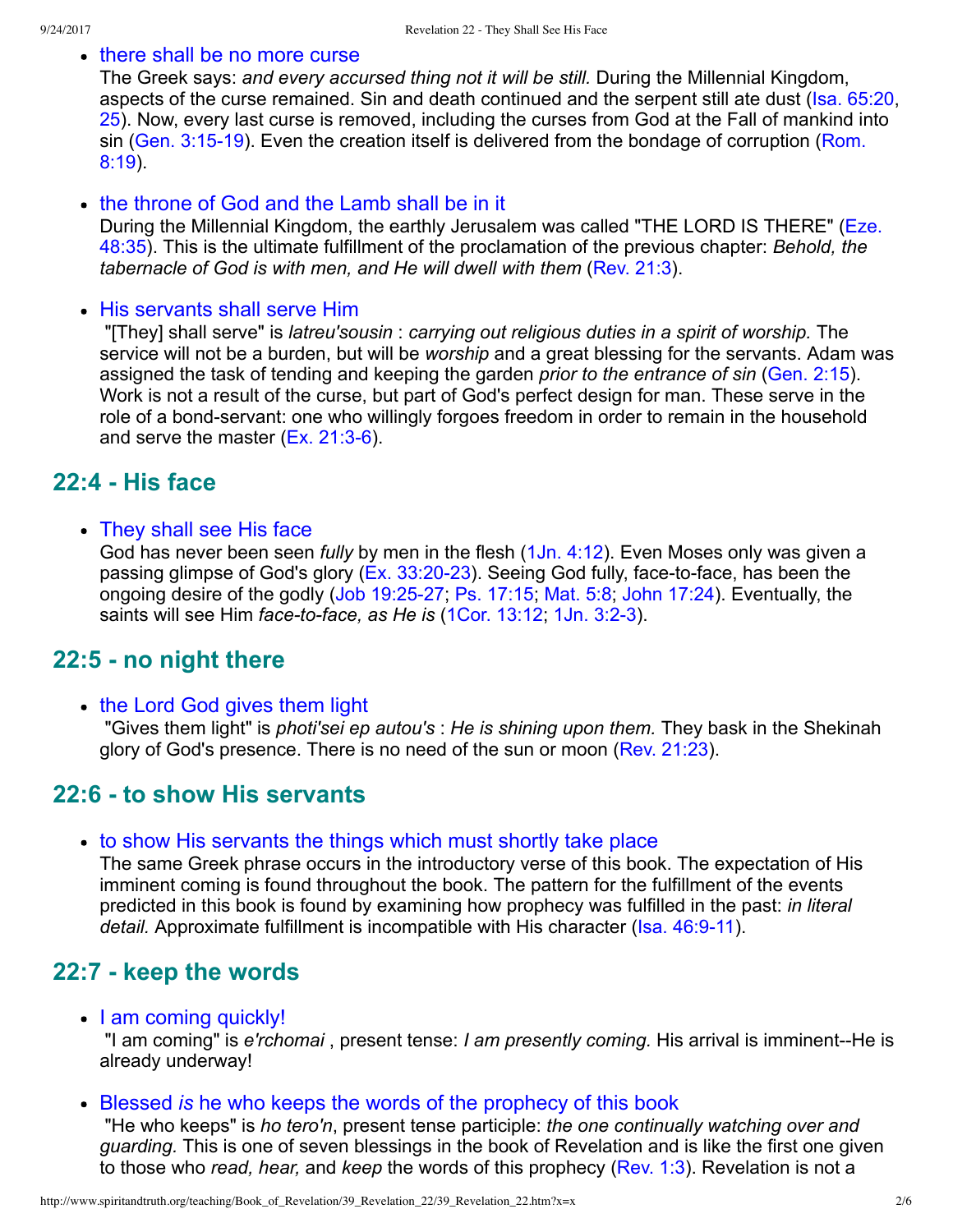- there shall be no more curse
  The Greek says: *and every accursed thing not it will be still.* During the Millennial Kingdom, aspects of the curse remained. Sin and death continued and the serpent still ate dust (Isa. 65:20, 25). Now, every last curse is removed, including the curses from God at the Fall of mankind into sin (Gen. 3:15-19). Even the creation itself is delivered from the bondage of corruption (Rom. 8:19).

- the throne of God and the Lamb shall be in it
  During the Millennial Kingdom, the earthly Jerusalem was called "THE LORD IS THERE" (Eze. 48:35). This is the ultimate fulfillment of the proclamation of the previous chapter: *Behold, the tabernacle of God is with men, and He will dwell with them* (Rev. 21:3).

- His servants shall serve Him
  "[They] shall serve" is *latreu'sousin* : *carrying out religious duties in a spirit of worship.* The service will not be a burden, but will be *worship* and a great blessing for the servants. Adam was assigned the task of tending and keeping the garden *prior to the entrance of sin* (Gen. 2:15). Work is not a result of the curse, but part of God's perfect design for man. These serve in the role of a bond-servant: one who willingly forgoes freedom in order to remain in the household and serve the master (Ex. 21:3-6).

## 22:4 - His face

- They shall see His face
  God has never been seen *fully* by men in the flesh (1Jn. 4:12). Even Moses only was given a passing glimpse of God's glory (Ex. 33:20-23). Seeing God fully, face-to-face, has been the ongoing desire of the godly (Job 19:25-27; Ps. 17:15; Mat. 5:8; John 17:24). Eventually, the saints will see Him *face-to-face, as He is* (1Cor. 13:12; 1Jn. 3:2-3).

## 22:5 - no night there

- the Lord God gives them light
  "Gives them light" is *photi'sei ep autou's* : *He is shining upon them.* They bask in the Shekinah glory of God's presence. There is no need of the sun or moon (Rev. 21:23).

## 22:6 - to show His servants

- to show His servants the things which must shortly take place
  The same Greek phrase occurs in the introductory verse of this book. The expectation of His imminent coming is found throughout the book. The pattern for the fulfillment of the events predicted in this book is found by examining how prophecy was fulfilled in the past: *in literal detail.* Approximate fulfillment is incompatible with His character (Isa. 46:9-11).

## 22:7 - keep the words

- I am coming quickly!
  "I am coming" is *e'rchomai* , present tense: *I am presently coming.* His arrival is imminent--He is already underway!

- Blessed *is* he who keeps the words of the prophecy of this book
  "He who keeps" is *ho tero'n*, present tense participle: *the one continually watching over and guarding.* This is one of seven blessings in the book of Revelation and is like the first one given to those who *read, hear,* and *keep* the words of this prophecy (Rev. 1:3). Revelation is not a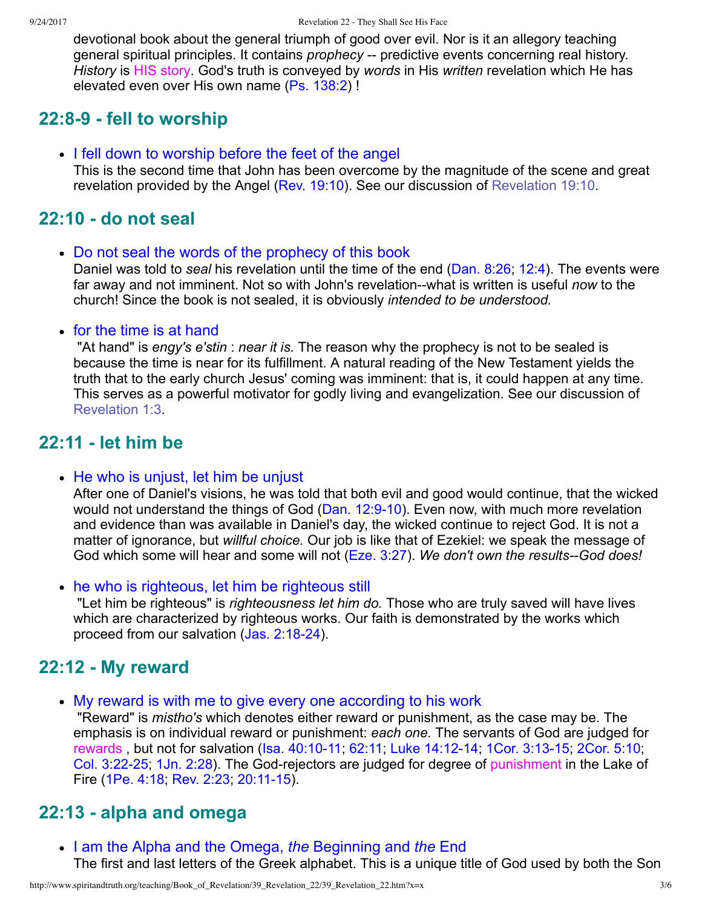devotional book about the general triumph of good over evil. Nor is it an allegory teaching general spiritual principles. It contains *prophecy* -- predictive events concerning real history. *History* is HIS story. God's truth is conveyed by *words* in His *written* revelation which He has elevated even over His own name (Ps. 138:2) !

## 22:8-9 - fell to worship

- I fell down to worship before the feet of the angel
  This is the second time that John has been overcome by the magnitude of the scene and great revelation provided by the Angel (Rev. 19:10). See our discussion of Revelation 19:10.

## 22:10 - do not seal

- Do not seal the words of the prophecy of this book
  Daniel was told to *seal* his revelation until the time of the end (Dan. 8:26; 12:4). The events were far away and not imminent. Not so with John's revelation--what is written is useful *now* to the church! Since the book is not sealed, it is obviously *intended to be understood.*

- for the time is at hand
  "At hand" is *engy's e'stin* : *near it is.* The reason why the prophecy is not to be sealed is because the time is near for its fulfillment. A natural reading of the New Testament yields the truth that to the early church Jesus' coming was imminent: that is, it could happen at any time. This serves as a powerful motivator for godly living and evangelization. See our discussion of Revelation 1:3.

## 22:11 - let him be

- He who is unjust, let him be unjust
  After one of Daniel's visions, he was told that both evil and good would continue, that the wicked would not understand the things of God (Dan. 12:9-10). Even now, with much more revelation and evidence than was available in Daniel's day, the wicked continue to reject God. It is not a matter of ignorance, but *willful choice.* Our job is like that of Ezekiel: we speak the message of God which some will hear and some will not (Eze. 3:27). *We don't own the results--God does!*

- he who is righteous, let him be righteous still
  "Let him be righteous" is *righteousness let him do.* Those who are truly saved will have lives which are characterized by righteous works. Our faith is demonstrated by the works which proceed from our salvation (Jas. 2:18-24).

## 22:12 - My reward

- My reward is with me to give every one according to his work
  "Reward" is *mistho's* which denotes either reward or punishment, as the case may be. The emphasis is on individual reward or punishment: *each one.* The servants of God are judged for rewards , but not for salvation (Isa. 40:10-11; 62:11; Luke 14:12-14; 1Cor. 3:13-15; 2Cor. 5:10; Col. 3:22-25; 1Jn. 2:28). The God-rejectors are judged for degree of punishment in the Lake of Fire (1Pe. 4:18; Rev. 2:23; 20:11-15).

## 22:13 - alpha and omega

- I am the Alpha and the Omega, *the* Beginning and *the* End
  The first and last letters of the Greek alphabet. This is a unique title of God used by both the Son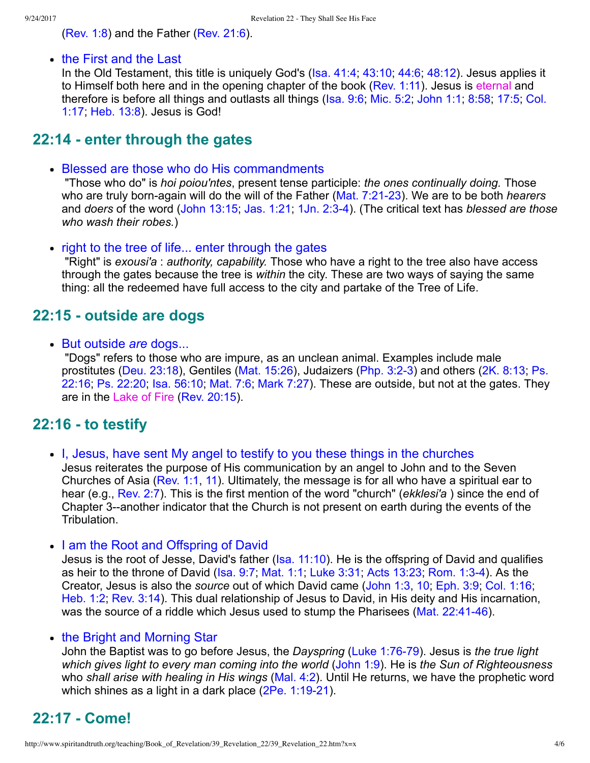(Rev. 1:8) and the Father (Rev. 21:6).

- the First and the Last
  In the Old Testament, this title is uniquely God's (Isa. 41:4; 43:10; 44:6; 48:12). Jesus applies it to Himself both here and in the opening chapter of the book (Rev. 1:11). Jesus is eternal and therefore is before all things and outlasts all things (Isa. 9:6; Mic. 5:2; John 1:1; 8:58; 17:5; Col. 1:17; Heb. 13:8). Jesus is God!

## 22:14 - enter through the gates

- Blessed are those who do His commandments
  "Those who do" is *hoi poiou'ntes*, present tense participle: *the ones continually doing.* Those who are truly born-again will do the will of the Father (Mat. 7:21-23). We are to be both *hearers* and *doers* of the word (John 13:15; Jas. 1:21; 1Jn. 2:3-4). (The critical text has *blessed are those who wash their robes.*)

- right to the tree of life... enter through the gates
  "Right" is *exousi'a* : *authority, capability.* Those who have a right to the tree also have access through the gates because the tree is *within* the city. These are two ways of saying the same thing: all the redeemed have full access to the city and partake of the Tree of Life.

## 22:15 - outside are dogs

- But outside *are* dogs...
  "Dogs" refers to those who are impure, as an unclean animal. Examples include male prostitutes (Deu. 23:18), Gentiles (Mat. 15:26), Judaizers (Php. 3:2-3) and others (2K. 8:13; Ps. 22:16; Ps. 22:20; Isa. 56:10; Mat. 7:6; Mark 7:27). These are outside, but not at the gates. They are in the Lake of Fire (Rev. 20:15).

## 22:16 - to testify

- I, Jesus, have sent My angel to testify to you these things in the churches
  Jesus reiterates the purpose of His communication by an angel to John and to the Seven Churches of Asia (Rev. 1:1, 11). Ultimately, the message is for all who have a spiritual ear to hear (e.g., Rev. 2:7). This is the first mention of the word "church" (*ekklesi'a* ) since the end of Chapter 3--another indicator that the Church is not present on earth during the events of the Tribulation.

- I am the Root and Offspring of David
  Jesus is the root of Jesse, David's father (Isa. 11:10). He is the offspring of David and qualifies as heir to the throne of David (Isa. 9:7; Mat. 1:1; Luke 3:31; Acts 13:23; Rom. 1:3-4). As the Creator, Jesus is also the *source* out of which David came (John 1:3, 10; Eph. 3:9; Col. 1:16; Heb. 1:2; Rev. 3:14). This dual relationship of Jesus to David, in His deity and His incarnation, was the source of a riddle which Jesus used to stump the Pharisees (Mat. 22:41-46).

- the Bright and Morning Star
  John the Baptist was to go before Jesus, the *Dayspring* (Luke 1:76-79). Jesus is *the true light which gives light to every man coming into the world* (John 1:9). He is *the Sun of Righteousness* who *shall arise with healing in His wings* (Mal. 4:2). Until He returns, we have the prophetic word which shines as a light in a dark place (2Pe. 1:19-21).

## 22:17 - Come!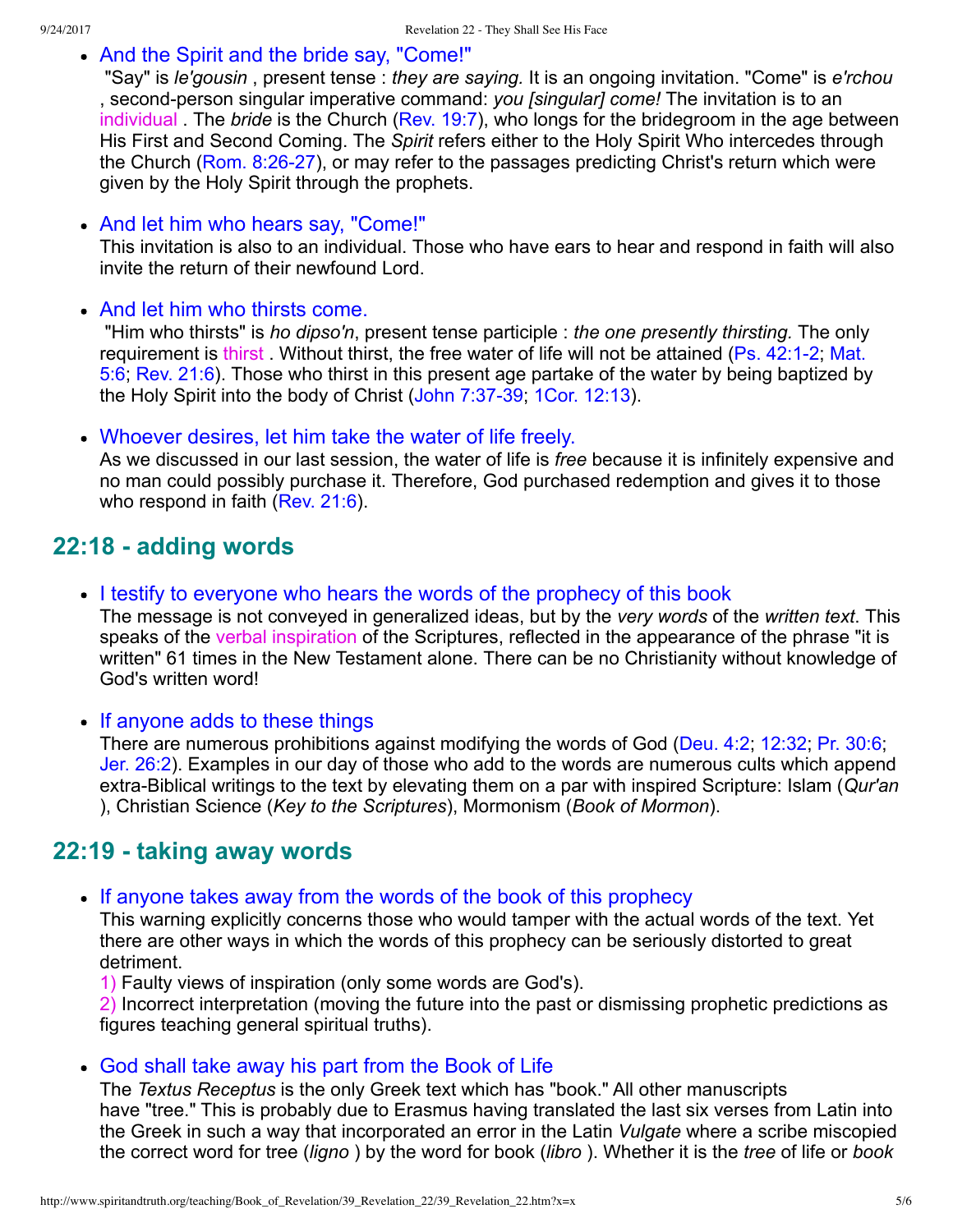- And the Spirit and the bride say, "Come!"
 "Say" is *le'gousin* , present tense : *they are saying.* It is an ongoing invitation. "Come" is *e'rchou* , second-person singular imperative command: *you [singular] come!* The invitation is to an individual . The *bride* is the Church (Rev. 19:7), who longs for the bridegroom in the age between His First and Second Coming. The *Spirit* refers either to the Holy Spirit Who intercedes through the Church (Rom. 8:26-27), or may refer to the passages predicting Christ's return which were given by the Holy Spirit through the prophets.

- And let him who hears say, "Come!"
 This invitation is also to an individual. Those who have ears to hear and respond in faith will also invite the return of their newfound Lord.

- And let him who thirsts come.
 "Him who thirsts" is *ho dipso'n*, present tense participle : *the one presently thirsting.* The only requirement is thirst . Without thirst, the free water of life will not be attained (Ps. 42:1-2; Mat. 5:6; Rev. 21:6). Those who thirst in this present age partake of the water by being baptized by the Holy Spirit into the body of Christ (John 7:37-39; 1Cor. 12:13).

- Whoever desires, let him take the water of life freely.
 As we discussed in our last session, the water of life is *free* because it is infinitely expensive and no man could possibly purchase it. Therefore, God purchased redemption and gives it to those who respond in faith (Rev. 21:6).

## 22:18 - adding words

- I testify to everyone who hears the words of the prophecy of this book
 The message is not conveyed in generalized ideas, but by the *very words* of the *written text*. This speaks of the verbal inspiration of the Scriptures, reflected in the appearance of the phrase "it is written" 61 times in the New Testament alone. There can be no Christianity without knowledge of God's written word!

- If anyone adds to these things
 There are numerous prohibitions against modifying the words of God (Deu. 4:2; 12:32; Pr. 30:6; Jer. 26:2). Examples in our day of those who add to the words are numerous cults which append extra-Biblical writings to the text by elevating them on a par with inspired Scripture: Islam (*Qur'an* ), Christian Science (*Key to the Scriptures*), Mormonism (*Book of Mormon*).

## 22:19 - taking away words

- If anyone takes away from the words of the book of this prophecy
 This warning explicitly concerns those who would tamper with the actual words of the text. Yet there are other ways in which the words of this prophecy can be seriously distorted to great detriment.
 1) Faulty views of inspiration (only some words are God's).
 2) Incorrect interpretation (moving the future into the past or dismissing prophetic predictions as figures teaching general spiritual truths).

- God shall take away his part from the Book of Life
 The *Textus Receptus* is the only Greek text which has "book." All other manuscripts have "tree." This is probably due to Erasmus having translated the last six verses from Latin into the Greek in such a way that incorporated an error in the Latin *Vulgate* where a scribe miscopied the correct word for tree (*ligno* ) by the word for book (*libro* ). Whether it is the *tree* of life or *book*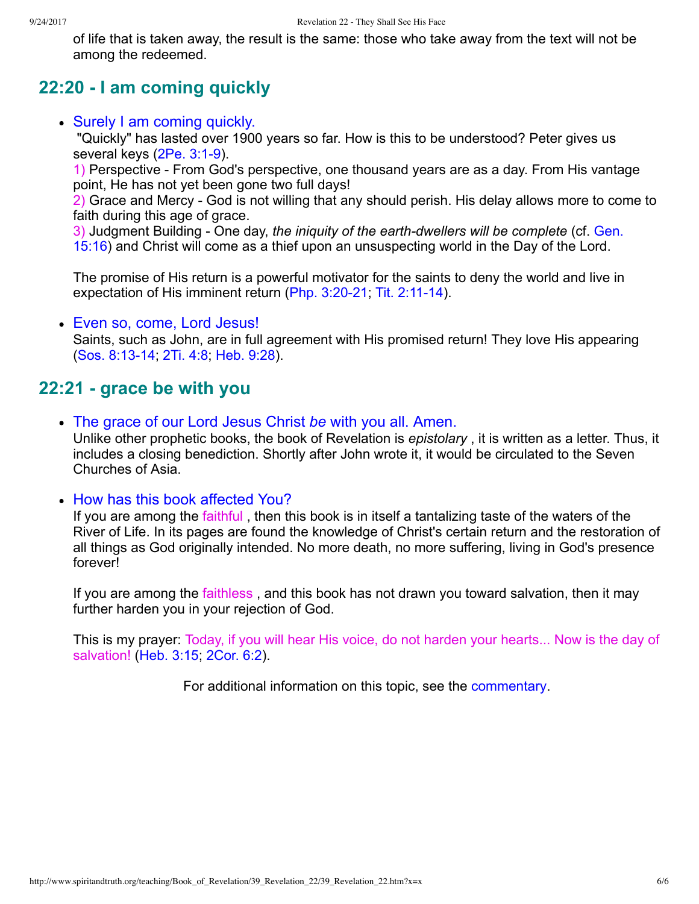of life that is taken away, the result is the same: those who take away from the text will not be among the redeemed.

## 22:20 - I am coming quickly

- Surely I am coming quickly.
  "Quickly" has lasted over 1900 years so far. How is this to be understood? Peter gives us several keys (2Pe. 3:1-9).
  1) Perspective - From God's perspective, one thousand years are as a day. From His vantage point, He has not yet been gone two full days!
  2) Grace and Mercy - God is not willing that any should perish. His delay allows more to come to faith during this age of grace.
  3) Judgment Building - One day, *the iniquity of the earth-dwellers will be complete* (cf. Gen. 15:16) and Christ will come as a thief upon an unsuspecting world in the Day of the Lord.

  The promise of His return is a powerful motivator for the saints to deny the world and live in expectation of His imminent return (Php. 3:20-21; Tit. 2:11-14).

- Even so, come, Lord Jesus!
  Saints, such as John, are in full agreement with His promised return! They love His appearing (Sos. 8:13-14; 2Ti. 4:8; Heb. 9:28).

## 22:21 - grace be with you

- The grace of our Lord Jesus Christ *be* with you all. Amen.
  Unlike other prophetic books, the book of Revelation is *epistolary* , it is written as a letter. Thus, it includes a closing benediction. Shortly after John wrote it, it would be circulated to the Seven Churches of Asia.

- How has this book affected You?
  If you are among the faithful , then this book is in itself a tantalizing taste of the waters of the River of Life. In its pages are found the knowledge of Christ's certain return and the restoration of all things as God originally intended. No more death, no more suffering, living in God's presence forever!

  If you are among the faithless , and this book has not drawn you toward salvation, then it may further harden you in your rejection of God.

  This is my prayer: Today, if you will hear His voice, do not harden your hearts... Now is the day of salvation! (Heb. 3:15; 2Cor. 6:2).

For additional information on this topic, see the commentary.